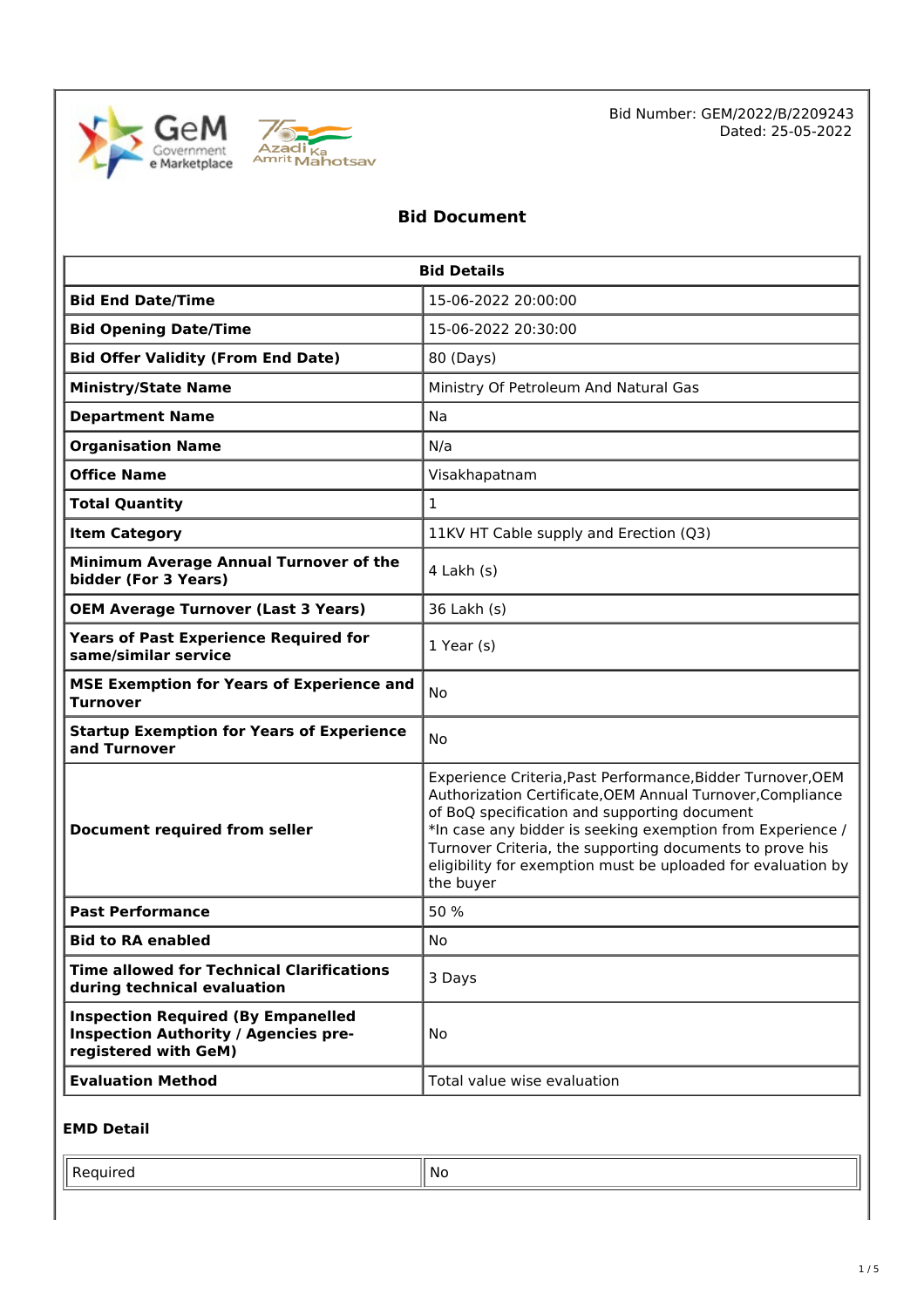Bid Number: GEM/2022/B/2209243
Dated: 25-05-2022

# Bid Document

| Bid Details | |
|---|---|
| **Bid End Date/Time** | 15-06-2022 20:00:00 |
| **Bid Opening Date/Time** | 15-06-2022 20:30:00 |
| **Bid Offer Validity (From End Date)** | 80 (Days) |
| **Ministry/State Name** | Ministry Of Petroleum And Natural Gas |
| **Department Name** | Na |
| **Organisation Name** | N/a |
| **Office Name** | Visakhapatnam |
| **Total Quantity** | 1 |
| **Item Category** | 11KV HT Cable supply and Erection (Q3) |
| **Minimum Average Annual Turnover of the bidder (For 3 Years)** | 4 Lakh (s) |
| **OEM Average Turnover (Last 3 Years)** | 36 Lakh (s) |
| **Years of Past Experience Required for same/similar service** | 1 Year (s) |
| **MSE Exemption for Years of Experience and Turnover** | No |
| **Startup Exemption for Years of Experience and Turnover** | No |
| **Document required from seller** | Experience Criteria,Past Performance,Bidder Turnover,OEM Authorization Certificate,OEM Annual Turnover,Compliance of BoQ specification and supporting document<br>*In case any bidder is seeking exemption from Experience / Turnover Criteria, the supporting documents to prove his eligibility for exemption must be uploaded for evaluation by the buyer |
| **Past Performance** | 50 % |
| **Bid to RA enabled** | No |
| **Time allowed for Technical Clarifications during technical evaluation** | 3 Days |
| **Inspection Required (By Empanelled Inspection Authority / Agencies pre-registered with GeM)** | No |
| **Evaluation Method** | Total value wise evaluation |

### EMD Detail

| Required | No |
|---|---|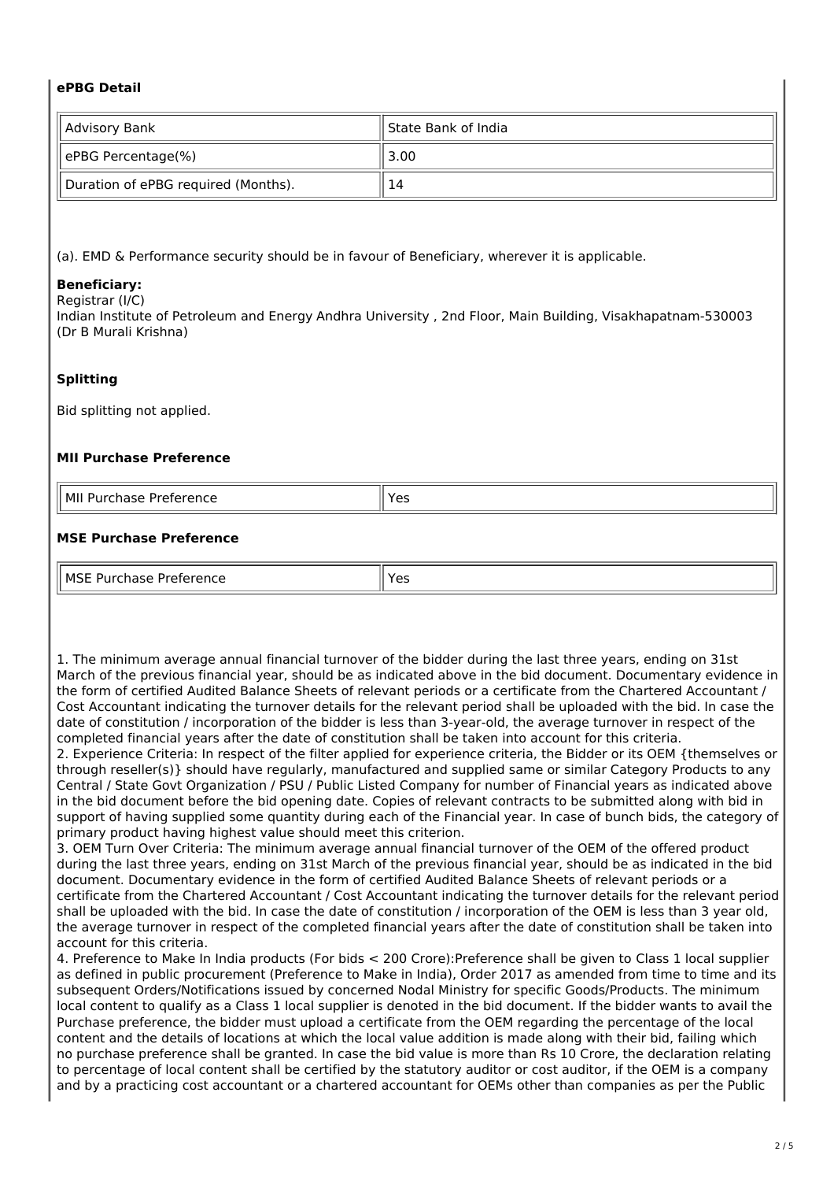### ePBG Detail

| Advisory Bank | State Bank of India |
|---|---|
| ePBG Percentage(%) | 3.00 |
| Duration of ePBG required (Months). | 14 |

(a). EMD & Performance security should be in favour of Beneficiary, wherever it is applicable.

**Beneficiary:**
Registrar (I/C)
Indian Institute of Petroleum and Energy Andhra University , 2nd Floor, Main Building, Visakhapatnam-530003
(Dr B Murali Krishna)

### Splitting

Bid splitting not applied.

### MII Purchase Preference

| MII Purchase Preference | Yes |
|---|---|

### MSE Purchase Preference

| MSE Purchase Preference | Yes |
|---|---|

1. The minimum average annual financial turnover of the bidder during the last three years, ending on 31st March of the previous financial year, should be as indicated above in the bid document. Documentary evidence in the form of certified Audited Balance Sheets of relevant periods or a certificate from the Chartered Accountant / Cost Accountant indicating the turnover details for the relevant period shall be uploaded with the bid. In case the date of constitution / incorporation of the bidder is less than 3-year-old, the average turnover in respect of the completed financial years after the date of constitution shall be taken into account for this criteria.
2. Experience Criteria: In respect of the filter applied for experience criteria, the Bidder or its OEM {themselves or through reseller(s)} should have regularly, manufactured and supplied same or similar Category Products to any Central / State Govt Organization / PSU / Public Listed Company for number of Financial years as indicated above in the bid document before the bid opening date. Copies of relevant contracts to be submitted along with bid in support of having supplied some quantity during each of the Financial year. In case of bunch bids, the category of primary product having highest value should meet this criterion.
3. OEM Turn Over Criteria: The minimum average annual financial turnover of the OEM of the offered product during the last three years, ending on 31st March of the previous financial year, should be as indicated in the bid document. Documentary evidence in the form of certified Audited Balance Sheets of relevant periods or a certificate from the Chartered Accountant / Cost Accountant indicating the turnover details for the relevant period shall be uploaded with the bid. In case the date of constitution / incorporation of the OEM is less than 3 year old, the average turnover in respect of the completed financial years after the date of constitution shall be taken into account for this criteria.
4. Preference to Make In India products (For bids < 200 Crore):Preference shall be given to Class 1 local supplier as defined in public procurement (Preference to Make in India), Order 2017 as amended from time to time and its subsequent Orders/Notifications issued by concerned Nodal Ministry for specific Goods/Products. The minimum local content to qualify as a Class 1 local supplier is denoted in the bid document. If the bidder wants to avail the Purchase preference, the bidder must upload a certificate from the OEM regarding the percentage of the local content and the details of locations at which the local value addition is made along with their bid, failing which no purchase preference shall be granted. In case the bid value is more than Rs 10 Crore, the declaration relating to percentage of local content shall be certified by the statutory auditor or cost auditor, if the OEM is a company and by a practicing cost accountant or a chartered accountant for OEMs other than companies as per the Public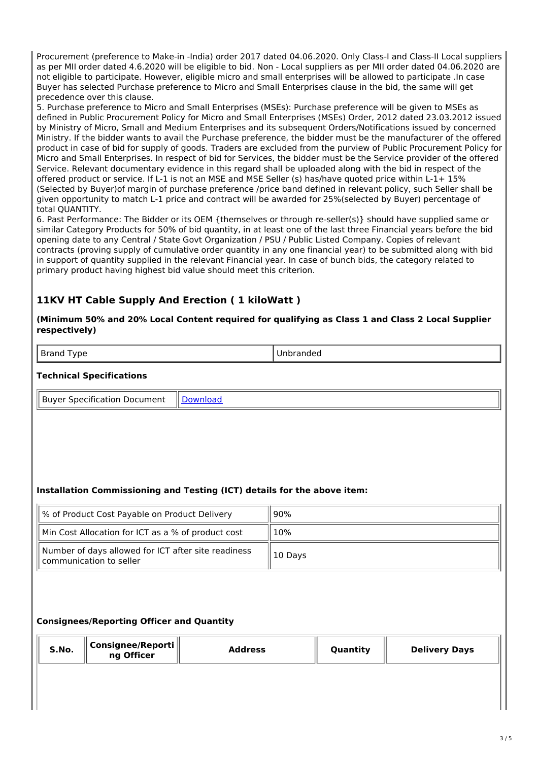Procurement (preference to Make-in -India) order 2017 dated 04.06.2020. Only Class-I and Class-II Local suppliers as per MII order dated 4.6.2020 will be eligible to bid. Non - Local suppliers as per MII order dated 04.06.2020 are not eligible to participate. However, eligible micro and small enterprises will be allowed to participate .In case Buyer has selected Purchase preference to Micro and Small Enterprises clause in the bid, the same will get precedence over this clause.

5. Purchase preference to Micro and Small Enterprises (MSEs): Purchase preference will be given to MSEs as defined in Public Procurement Policy for Micro and Small Enterprises (MSEs) Order, 2012 dated 23.03.2012 issued by Ministry of Micro, Small and Medium Enterprises and its subsequent Orders/Notifications issued by concerned Ministry. If the bidder wants to avail the Purchase preference, the bidder must be the manufacturer of the offered product in case of bid for supply of goods. Traders are excluded from the purview of Public Procurement Policy for Micro and Small Enterprises. In respect of bid for Services, the bidder must be the Service provider of the offered Service. Relevant documentary evidence in this regard shall be uploaded along with the bid in respect of the offered product or service. If L-1 is not an MSE and MSE Seller (s) has/have quoted price within L-1+ 15% (Selected by Buyer)of margin of purchase preference /price band defined in relevant policy, such Seller shall be given opportunity to match L-1 price and contract will be awarded for 25%(selected by Buyer) percentage of total QUANTITY.

6. Past Performance: The Bidder or its OEM {themselves or through re-seller(s)} should have supplied same or similar Category Products for 50% of bid quantity, in at least one of the last three Financial years before the bid opening date to any Central / State Govt Organization / PSU / Public Listed Company. Copies of relevant contracts (proving supply of cumulative order quantity in any one financial year) to be submitted along with bid in support of quantity supplied in the relevant Financial year. In case of bunch bids, the category related to primary product having highest bid value should meet this criterion.

## 11KV HT Cable Supply And Erection ( 1 kiloWatt )

**(Minimum 50% and 20% Local Content required for qualifying as Class 1 and Class 2 Local Supplier respectively)**

| Brand Type | Unbranded |
|---|---|

### Technical Specifications

| Buyer Specification Document | Download |
|---|---|

### Installation Commissioning and Testing (ICT) details for the above item:

| % of Product Cost Payable on Product Delivery | 90% |
|---|---|
| Min Cost Allocation for ICT as a % of product cost | 10% |
| Number of days allowed for ICT after site readiness communication to seller | 10 Days |

### Consignees/Reporting Officer and Quantity

| S.No. | Consignee/Reporting Officer | Address | Quantity | Delivery Days |
|---|---|---|---|---|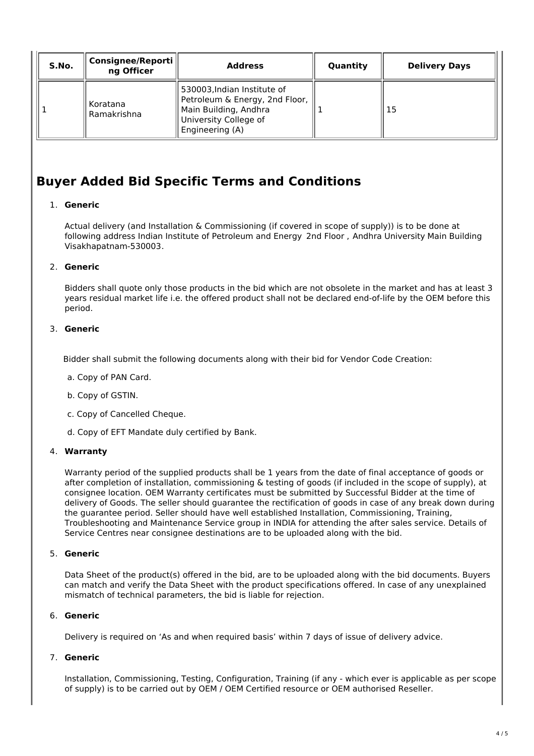| S.No. | Consignee/Reporting Officer | Address | Quantity | Delivery Days |
| --- | --- | --- | --- | --- |
| 1 | Koratana Ramakrishna | 530003,Indian Institute of Petroleum & Energy, 2nd Floor, Main Building, Andhra University College of Engineering (A) | 1 | 15 |

## Buyer Added Bid Specific Terms and Conditions

1. **Generic**

   Actual delivery (and Installation & Commissioning (if covered in scope of supply)) is to be done at following address Indian Institute of Petroleum and Energy 2nd Floor , Andhra University Main Building Visakhapatnam-530003.

2. **Generic**

   Bidders shall quote only those products in the bid which are not obsolete in the market and has at least 3 years residual market life i.e. the offered product shall not be declared end-of-life by the OEM before this period.

3. **Generic**

   Bidder shall submit the following documents along with their bid for Vendor Code Creation:

   a. Copy of PAN Card.

   b. Copy of GSTIN.

   c. Copy of Cancelled Cheque.

   d. Copy of EFT Mandate duly certified by Bank.

4. **Warranty**

   Warranty period of the supplied products shall be 1 years from the date of final acceptance of goods or after completion of installation, commissioning & testing of goods (if included in the scope of supply), at consignee location. OEM Warranty certificates must be submitted by Successful Bidder at the time of delivery of Goods. The seller should guarantee the rectification of goods in case of any break down during the guarantee period. Seller should have well established Installation, Commissioning, Training, Troubleshooting and Maintenance Service group in INDIA for attending the after sales service. Details of Service Centres near consignee destinations are to be uploaded along with the bid.

5. **Generic**

   Data Sheet of the product(s) offered in the bid, are to be uploaded along with the bid documents. Buyers can match and verify the Data Sheet with the product specifications offered. In case of any unexplained mismatch of technical parameters, the bid is liable for rejection.

6. **Generic**

   Delivery is required on 'As and when required basis' within 7 days of issue of delivery advice.

7. **Generic**

   Installation, Commissioning, Testing, Configuration, Training (if any - which ever is applicable as per scope of supply) is to be carried out by OEM / OEM Certified resource or OEM authorised Reseller.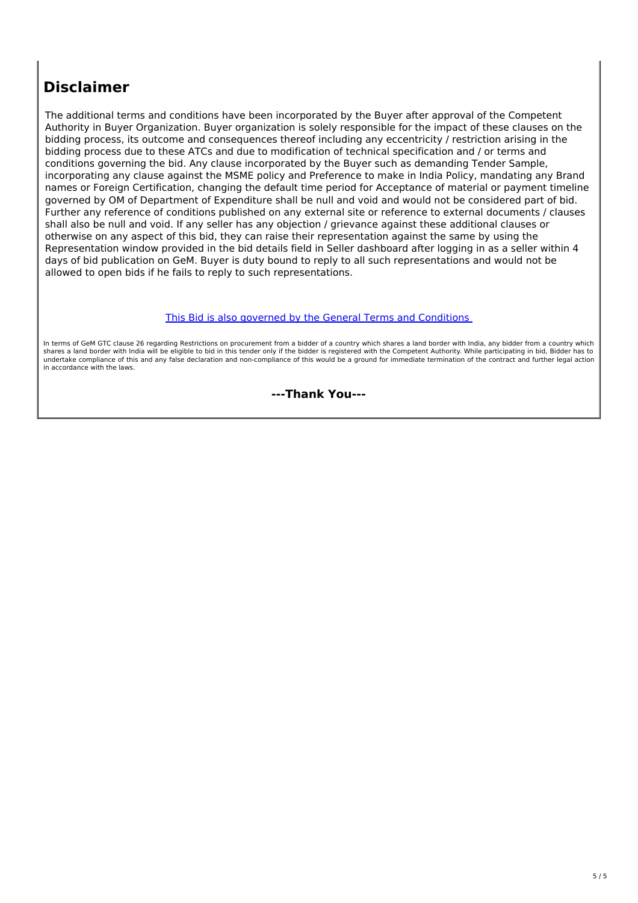## Disclaimer

The additional terms and conditions have been incorporated by the Buyer after approval of the Competent Authority in Buyer Organization. Buyer organization is solely responsible for the impact of these clauses on the bidding process, its outcome and consequences thereof including any eccentricity / restriction arising in the bidding process due to these ATCs and due to modification of technical specification and / or terms and conditions governing the bid. Any clause incorporated by the Buyer such as demanding Tender Sample, incorporating any clause against the MSME policy and Preference to make in India Policy, mandating any Brand names or Foreign Certification, changing the default time period for Acceptance of material or payment timeline governed by OM of Department of Expenditure shall be null and void and would not be considered part of bid. Further any reference of conditions published on any external site or reference to external documents / clauses shall also be null and void. If any seller has any objection / grievance against these additional clauses or otherwise on any aspect of this bid, they can raise their representation against the same by using the Representation window provided in the bid details field in Seller dashboard after logging in as a seller within 4 days of bid publication on GeM. Buyer is duty bound to reply to all such representations and would not be allowed to open bids if he fails to reply to such representations.

This Bid is also governed by the General Terms and Conditions

In terms of GeM GTC clause 26 regarding Restrictions on procurement from a bidder of a country which shares a land border with India, any bidder from a country which shares a land border with India will be eligible to bid in this tender only if the bidder is registered with the Competent Authority. While participating in bid, Bidder has to undertake compliance of this and any false declaration and non-compliance of this would be a ground for immediate termination of the contract and further legal action in accordance with the laws.

**---Thank You---**